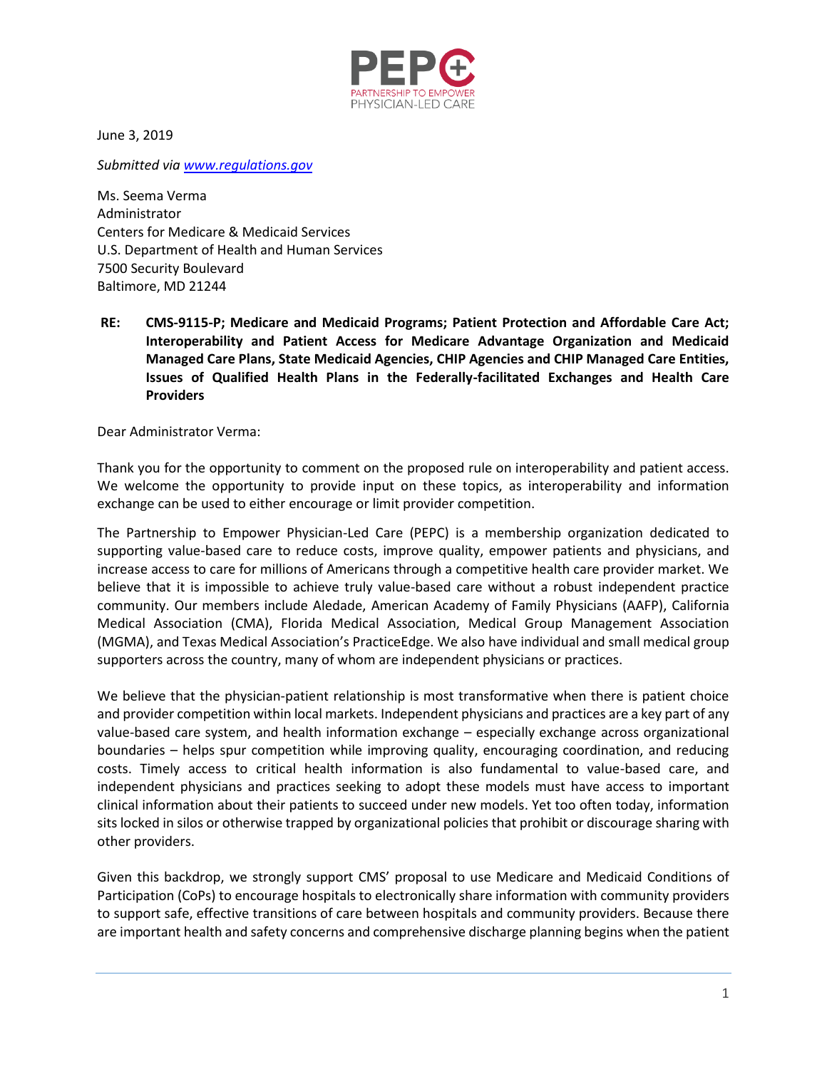PEPC
PARTNERSHIP TO EMPOWER PHYSICIAN-LED CARE

June 3, 2019

*Submitted via [www.regulations.gov](www.regulations.gov)*

Ms. Seema Verma
Administrator
Centers for Medicare & Medicaid Services
U.S. Department of Health and Human Services
7500 Security Boulevard
Baltimore, MD 21244

**RE: CMS-9115-P; Medicare and Medicaid Programs; Patient Protection and Affordable Care Act; Interoperability and Patient Access for Medicare Advantage Organization and Medicaid Managed Care Plans, State Medicaid Agencies, CHIP Agencies and CHIP Managed Care Entities, Issues of Qualified Health Plans in the Federally-facilitated Exchanges and Health Care Providers**

Dear Administrator Verma:

Thank you for the opportunity to comment on the proposed rule on interoperability and patient access. We welcome the opportunity to provide input on these topics, as interoperability and information exchange can be used to either encourage or limit provider competition.

The Partnership to Empower Physician-Led Care (PEPC) is a membership organization dedicated to supporting value-based care to reduce costs, improve quality, empower patients and physicians, and increase access to care for millions of Americans through a competitive health care provider market. We believe that it is impossible to achieve truly value-based care without a robust independent practice community. Our members include Aledade, American Academy of Family Physicians (AAFP), California Medical Association (CMA), Florida Medical Association, Medical Group Management Association (MGMA), and Texas Medical Association's PracticeEdge. We also have individual and small medical group supporters across the country, many of whom are independent physicians or practices.

We believe that the physician-patient relationship is most transformative when there is patient choice and provider competition within local markets. Independent physicians and practices are a key part of any value-based care system, and health information exchange – especially exchange across organizational boundaries – helps spur competition while improving quality, encouraging coordination, and reducing costs. Timely access to critical health information is also fundamental to value-based care, and independent physicians and practices seeking to adopt these models must have access to important clinical information about their patients to succeed under new models. Yet too often today, information sits locked in silos or otherwise trapped by organizational policies that prohibit or discourage sharing with other providers.

Given this backdrop, we strongly support CMS' proposal to use Medicare and Medicaid Conditions of Participation (CoPs) to encourage hospitals to electronically share information with community providers to support safe, effective transitions of care between hospitals and community providers. Because there are important health and safety concerns and comprehensive discharge planning begins when the patient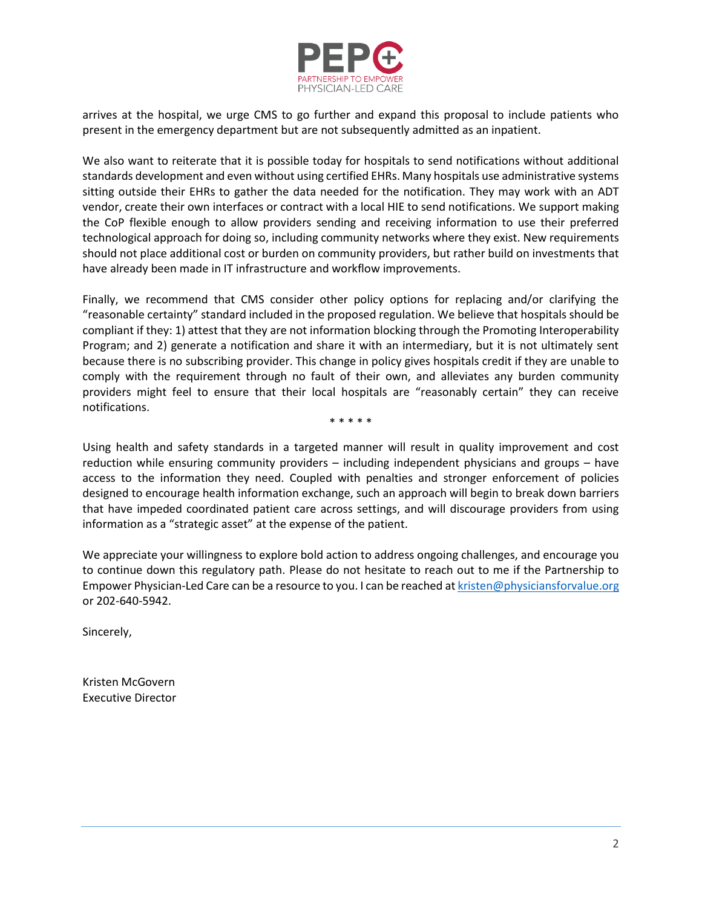arrives at the hospital, we urge CMS to go further and expand this proposal to include patients who present in the emergency department but are not subsequently admitted as an inpatient.

We also want to reiterate that it is possible today for hospitals to send notifications without additional standards development and even without using certified EHRs. Many hospitals use administrative systems sitting outside their EHRs to gather the data needed for the notification. They may work with an ADT vendor, create their own interfaces or contract with a local HIE to send notifications. We support making the CoP flexible enough to allow providers sending and receiving information to use their preferred technological approach for doing so, including community networks where they exist. New requirements should not place additional cost or burden on community providers, but rather build on investments that have already been made in IT infrastructure and workflow improvements.

Finally, we recommend that CMS consider other policy options for replacing and/or clarifying the "reasonable certainty" standard included in the proposed regulation. We believe that hospitals should be compliant if they: 1) attest that they are not information blocking through the Promoting Interoperability Program; and 2) generate a notification and share it with an intermediary, but it is not ultimately sent because there is no subscribing provider. This change in policy gives hospitals credit if they are unable to comply with the requirement through no fault of their own, and alleviates any burden community providers might feel to ensure that their local hospitals are "reasonably certain" they can receive notifications.

\* \* \* \* \*

Using health and safety standards in a targeted manner will result in quality improvement and cost reduction while ensuring community providers – including independent physicians and groups – have access to the information they need. Coupled with penalties and stronger enforcement of policies designed to encourage health information exchange, such an approach will begin to break down barriers that have impeded coordinated patient care across settings, and will discourage providers from using information as a "strategic asset" at the expense of the patient.

We appreciate your willingness to explore bold action to address ongoing challenges, and encourage you to continue down this regulatory path. Please do not hesitate to reach out to me if the Partnership to Empower Physician-Led Care can be a resource to you. I can be reached at kristen@physiciansforvalue.org or 202-640-5942.

Sincerely,

Kristen McGovern
Executive Director